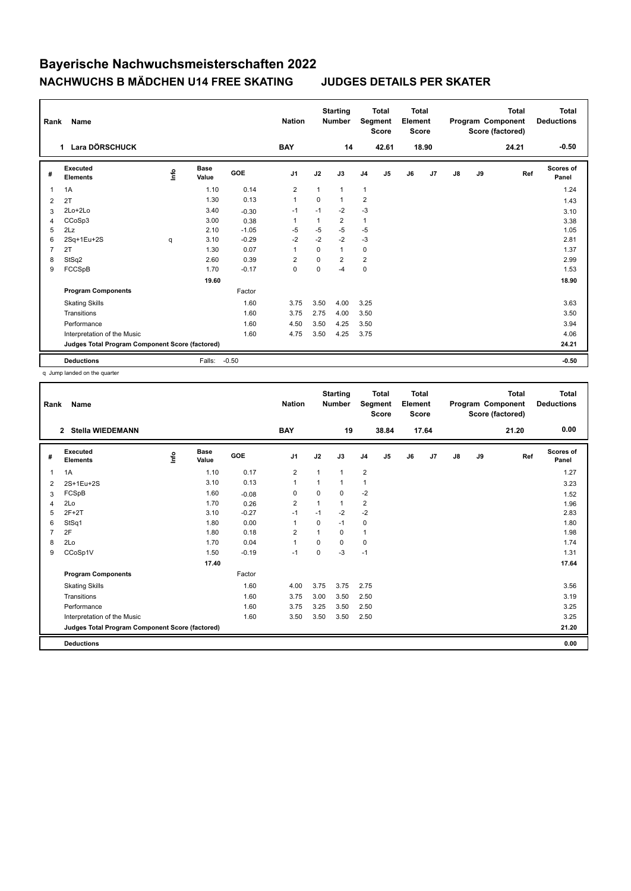# Bayerische Nachwuchsmeisterschaften 2022

## NACHWUCHS B MÄDCHEN U14 FREE SKATING JUDGES DETAILS PER SKATER

| Rank | Name | Nation | Starting Number | Total Segment Score | Total Element Score | Total Program Component Score (factored) | Total Deductions |
|---|---|---|---|---|---|---|---|
| 1 | Lara DÖRSCHUCK | BAY | 14 | 42.61 | 18.90 | 24.21 | -0.50 |

| # | Executed Elements | Info | Base Value | GOE | J1 | J2 | J3 | J4 | J5 | J6 | J7 | J8 | J9 | Ref | Scores of Panel |
|---|---|---|---|---|---|---|---|---|---|---|---|---|---|---|---|
| 1 | 1A | | 1.10 | 0.14 | 2 | 1 | 1 | 1 | | | | | | | 1.24 |
| 2 | 2T | | 1.30 | 0.13 | 1 | 0 | 1 | 2 | | | | | | | 1.43 |
| 3 | 2Lo+2Lo | | 3.40 | -0.30 | -1 | -1 | -2 | -3 | | | | | | | 3.10 |
| 4 | CCoSp3 | | 3.00 | 0.38 | 1 | 1 | 2 | 1 | | | | | | | 3.38 |
| 5 | 2Lz | | 2.10 | -1.05 | -5 | -5 | -5 | -5 | | | | | | | 1.05 |
| 6 | 2Sq+1Eu+2S | q | 3.10 | -0.29 | -2 | -2 | -2 | -3 | | | | | | | 2.81 |
| 7 | 2T | | 1.30 | 0.07 | 1 | 0 | 1 | 0 | | | | | | | 1.37 |
| 8 | StSq2 | | 2.60 | 0.39 | 2 | 0 | 2 | 2 | | | | | | | 2.99 |
| 9 | FCCSpB | | 1.70 | -0.17 | 0 | 0 | -4 | 0 | | | | | | | 1.53 |
| | | | 19.60 | | | | | | | | | | | | 18.90 |
| | **Program Components** | | | Factor | | | | | | | | | | | |
| | Skating Skills | | | 1.60 | 3.75 | 3.50 | 4.00 | 3.25 | | | | | | | 3.63 |
| | Transitions | | | 1.60 | 3.75 | 2.75 | 4.00 | 3.50 | | | | | | | 3.50 |
| | Performance | | | 1.60 | 4.50 | 3.50 | 4.25 | 3.50 | | | | | | | 3.94 |
| | Interpretation of the Music | | | 1.60 | 4.75 | 3.50 | 4.25 | 3.75 | | | | | | | 4.06 |
| | **Judges Total Program Component Score (factored)** | | | | | | | | | | | | | | 24.21 |
| | **Deductions** | | Falls: | -0.50 | | | | | | | | | | | -0.50 |

q Jump landed on the quarter

| Rank | Name | Nation | Starting Number | Total Segment Score | Total Element Score | Total Program Component Score (factored) | Total Deductions |
|---|---|---|---|---|---|---|---|
| 2 | Stella WIEDEMANN | BAY | 19 | 38.84 | 17.64 | 21.20 | 0.00 |

| # | Executed Elements | Info | Base Value | GOE | J1 | J2 | J3 | J4 | J5 | J6 | J7 | J8 | J9 | Ref | Scores of Panel |
|---|---|---|---|---|---|---|---|---|---|---|---|---|---|---|---|
| 1 | 1A | | 1.10 | 0.17 | 2 | 1 | 1 | 2 | | | | | | | 1.27 |
| 2 | 2S+1Eu+2S | | 3.10 | 0.13 | 1 | 1 | 1 | 1 | | | | | | | 3.23 |
| 3 | FCSpB | | 1.60 | -0.08 | 0 | 0 | 0 | -2 | | | | | | | 1.52 |
| 4 | 2Lo | | 1.70 | 0.26 | 2 | 1 | 1 | 2 | | | | | | | 1.96 |
| 5 | 2F+2T | | 3.10 | -0.27 | -1 | -1 | -2 | -2 | | | | | | | 2.83 |
| 6 | StSq1 | | 1.80 | 0.00 | 1 | 0 | -1 | 0 | | | | | | | 1.80 |
| 7 | 2F | | 1.80 | 0.18 | 2 | 1 | 0 | 1 | | | | | | | 1.98 |
| 8 | 2Lo | | 1.70 | 0.04 | 1 | 0 | 0 | 0 | | | | | | | 1.74 |
| 9 | CCoSp1V | | 1.50 | -0.19 | -1 | 0 | -3 | -1 | | | | | | | 1.31 |
| | | | 17.40 | | | | | | | | | | | | 17.64 |
| | **Program Components** | | | Factor | | | | | | | | | | | |
| | Skating Skills | | | 1.60 | 4.00 | 3.75 | 3.75 | 2.75 | | | | | | | 3.56 |
| | Transitions | | | 1.60 | 3.75 | 3.00 | 3.50 | 2.50 | | | | | | | 3.19 |
| | Performance | | | 1.60 | 3.75 | 3.25 | 3.50 | 2.50 | | | | | | | 3.25 |
| | Interpretation of the Music | | | 1.60 | 3.50 | 3.50 | 3.50 | 2.50 | | | | | | | 3.25 |
| | **Judges Total Program Component Score (factored)** | | | | | | | | | | | | | | 21.20 |
| | **Deductions** | | | | | | | | | | | | | | 0.00 |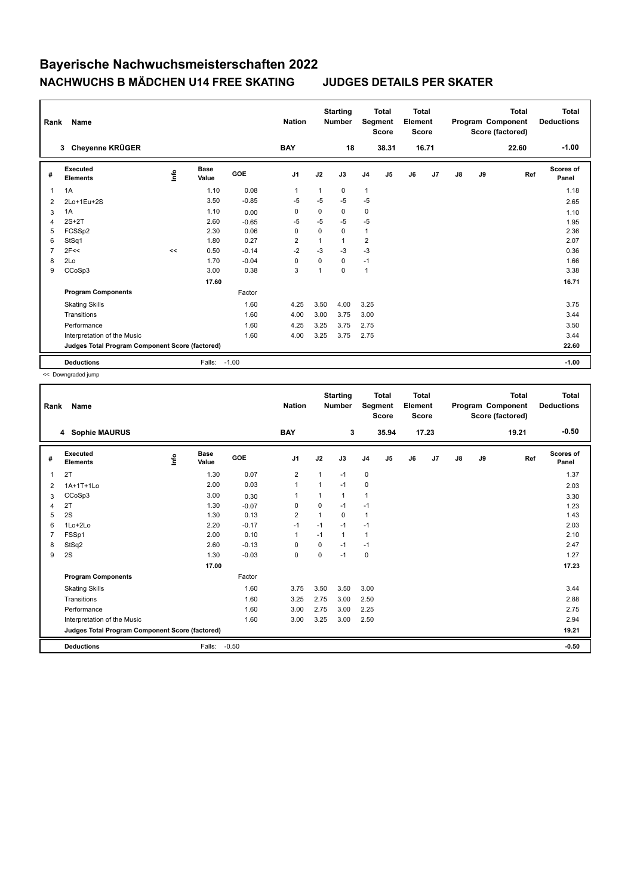# Bayerische Nachwuchsmeisterschaften 2022

## NACHWUCHS B MÄDCHEN U14 FREE SKATING JUDGES DETAILS PER SKATER

| Rank | Name | Nation | Starting Number | Total Segment Score | Total Element Score | Total Program Component Score (factored) | Total Deductions |
|---|---|---|---|---|---|---|---|
| 3 | Cheyenne KRÜGER | BAY | 18 | 38.31 | 16.71 | 22.60 | -1.00 |

| # | Executed Elements | Info | Base Value | GOE | J1 | J2 | J3 | J4 | J5 | J6 | J7 | J8 | J9 | Ref | Scores of Panel |
|---|---|---|---|---|---|---|---|---|---|---|---|---|---|---|---|
| 1 | 1A | | 1.10 | 0.08 | 1 | 1 | 0 | 1 | | | | | | | 1.18 |
| 2 | 2Lo+1Eu+2S | | 3.50 | -0.85 | -5 | -5 | -5 | -5 | | | | | | | 2.65 |
| 3 | 1A | | 1.10 | 0.00 | 0 | 0 | 0 | 0 | | | | | | | 1.10 |
| 4 | 2S+2T | | 2.60 | -0.65 | -5 | -5 | -5 | -5 | | | | | | | 1.95 |
| 5 | FCSSp2 | | 2.30 | 0.06 | 0 | 0 | 0 | 1 | | | | | | | 2.36 |
| 6 | StSq1 | | 1.80 | 0.27 | 2 | 1 | 1 | 2 | | | | | | | 2.07 |
| 7 | 2F<< | << | 0.50 | -0.14 | -2 | -3 | -3 | -3 | | | | | | | 0.36 |
| 8 | 2Lo | | 1.70 | -0.04 | 0 | 0 | 0 | -1 | | | | | | | 1.66 |
| 9 | CCoSp3 | | 3.00 | 0.38 | 3 | 1 | 0 | 1 | | | | | | | 3.38 |
| | | | 17.60 | | | | | | | | | | | | 16.71 |
| | **Program Components** | | | Factor | | | | | | | | | | | |
| | Skating Skills | | | 1.60 | 4.25 | 3.50 | 4.00 | 3.25 | | | | | | | 3.75 |
| | Transitions | | | 1.60 | 4.00 | 3.00 | 3.75 | 3.00 | | | | | | | 3.44 |
| | Performance | | | 1.60 | 4.25 | 3.25 | 3.75 | 2.75 | | | | | | | 3.50 |
| | Interpretation of the Music | | | 1.60 | 4.00 | 3.25 | 3.75 | 2.75 | | | | | | | 3.44 |
| | **Judges Total Program Component Score (factored)** | | | | | | | | | | | | | | 22.60 |
| | **Deductions** | | Falls: | -1.00 | | | | | | | | | | | -1.00 |

<< Downgraded jump

| Rank | Name | Nation | Starting Number | Total Segment Score | Total Element Score | Total Program Component Score (factored) | Total Deductions |
|---|---|---|---|---|---|---|---|
| 4 | Sophie MAURUS | BAY | 3 | 35.94 | 17.23 | 19.21 | -0.50 |

| # | Executed Elements | Info | Base Value | GOE | J1 | J2 | J3 | J4 | J5 | J6 | J7 | J8 | J9 | Ref | Scores of Panel |
|---|---|---|---|---|---|---|---|---|---|---|---|---|---|---|---|
| 1 | 2T | | 1.30 | 0.07 | 2 | 1 | -1 | 0 | | | | | | | 1.37 |
| 2 | 1A+1T+1Lo | | 2.00 | 0.03 | 1 | 1 | -1 | 0 | | | | | | | 2.03 |
| 3 | CCoSp3 | | 3.00 | 0.30 | 1 | 1 | 1 | 1 | | | | | | | 3.30 |
| 4 | 2T | | 1.30 | -0.07 | 0 | 0 | -1 | -1 | | | | | | | 1.23 |
| 5 | 2S | | 1.30 | 0.13 | 2 | 1 | 0 | 1 | | | | | | | 1.43 |
| 6 | 1Lo+2Lo | | 2.20 | -0.17 | -1 | -1 | -1 | -1 | | | | | | | 2.03 |
| 7 | FSSp1 | | 2.00 | 0.10 | 1 | -1 | 1 | 1 | | | | | | | 2.10 |
| 8 | StSq2 | | 2.60 | -0.13 | 0 | 0 | -1 | -1 | | | | | | | 2.47 |
| 9 | 2S | | 1.30 | -0.03 | 0 | 0 | -1 | 0 | | | | | | | 1.27 |
| | | | 17.00 | | | | | | | | | | | | 17.23 |
| | **Program Components** | | | Factor | | | | | | | | | | | |
| | Skating Skills | | | 1.60 | 3.75 | 3.50 | 3.50 | 3.00 | | | | | | | 3.44 |
| | Transitions | | | 1.60 | 3.25 | 2.75 | 3.00 | 2.50 | | | | | | | 2.88 |
| | Performance | | | 1.60 | 3.00 | 2.75 | 3.00 | 2.25 | | | | | | | 2.75 |
| | Interpretation of the Music | | | 1.60 | 3.00 | 3.25 | 3.00 | 2.50 | | | | | | | 2.94 |
| | **Judges Total Program Component Score (factored)** | | | | | | | | | | | | | | 19.21 |
| | **Deductions** | | Falls: | -0.50 | | | | | | | | | | | -0.50 |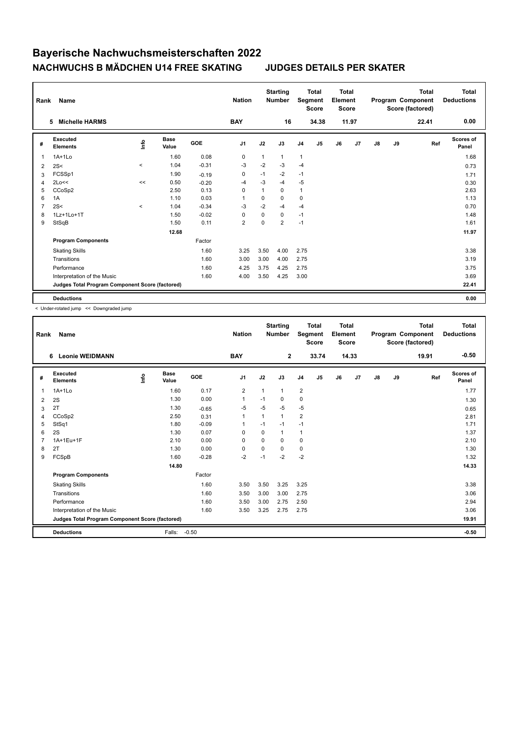# Bayerische Nachwuchsmeisterschaften 2022

## NACHWUCHS B MÄDCHEN U14 FREE SKATING JUDGES DETAILS PER SKATER

| Rank | Name | Nation | Starting Number | Total Segment Score | Total Element Score | Total Program Component Score (factored) | Total Deductions |
|---|---|---|---|---|---|---|---|
| 5 | Michelle HARMS | BAY | 16 | 34.38 | 11.97 | 22.41 | 0.00 |

| # | Executed Elements | Info | Base Value | GOE | J1 | J2 | J3 | J4 | J5 | J6 | J7 | J8 | J9 | Ref | Scores of Panel |
|---|---|---|---|---|---|---|---|---|---|---|---|---|---|---|---|
| 1 | 1A+1Lo | | 1.60 | 0.08 | 0 | 1 | 1 | 1 | | | | | | | 1.68 |
| 2 | 2S< | < | 1.04 | -0.31 | -3 | -2 | -3 | -4 | | | | | | | 0.73 |
| 3 | FCSSp1 | | 1.90 | -0.19 | 0 | -1 | -2 | -1 | | | | | | | 1.71 |
| 4 | 2Lo<< | << | 0.50 | -0.20 | -4 | -3 | -4 | -5 | | | | | | | 0.30 |
| 5 | CCoSp2 | | 2.50 | 0.13 | 0 | 1 | 0 | 1 | | | | | | | 2.63 |
| 6 | 1A | | 1.10 | 0.03 | 1 | 0 | 0 | 0 | | | | | | | 1.13 |
| 7 | 2S< | < | 1.04 | -0.34 | -3 | -2 | -4 | -4 | | | | | | | 0.70 |
| 8 | 1Lz+1Lo+1T | | 1.50 | -0.02 | 0 | 0 | 0 | -1 | | | | | | | 1.48 |
| 9 | StSqB | | 1.50 | 0.11 | 2 | 0 | 2 | -1 | | | | | | | 1.61 |
| | | | 12.68 | | | | | | | | | | | | 11.97 |
| | **Program Components** | | | Factor | | | | | | | | | | | |
| | Skating Skills | | | 1.60 | 3.25 | 3.50 | 4.00 | 2.75 | | | | | | | 3.38 |
| | Transitions | | | 1.60 | 3.00 | 3.00 | 4.00 | 2.75 | | | | | | | 3.19 |
| | Performance | | | 1.60 | 4.25 | 3.75 | 4.25 | 2.75 | | | | | | | 3.75 |
| | Interpretation of the Music | | | 1.60 | 4.00 | 3.50 | 4.25 | 3.00 | | | | | | | 3.69 |
| | **Judges Total Program Component Score (factored)** | | | | | | | | | | | | | | 22.41 |
| | **Deductions** | | | | | | | | | | | | | | 0.00 |

< Under-rotated jump << Downgraded jump

| Rank | Name | Nation | Starting Number | Total Segment Score | Total Element Score | Total Program Component Score (factored) | Total Deductions |
|---|---|---|---|---|---|---|---|
| 6 | Leonie WEIDMANN | BAY | 2 | 33.74 | 14.33 | 19.91 | -0.50 |

| # | Executed Elements | Info | Base Value | GOE | J1 | J2 | J3 | J4 | J5 | J6 | J7 | J8 | J9 | Ref | Scores of Panel |
|---|---|---|---|---|---|---|---|---|---|---|---|---|---|---|---|
| 1 | 1A+1Lo | | 1.60 | 0.17 | 2 | 1 | 1 | 2 | | | | | | | 1.77 |
| 2 | 2S | | 1.30 | 0.00 | 1 | -1 | 0 | 0 | | | | | | | 1.30 |
| 3 | 2T | | 1.30 | -0.65 | -5 | -5 | -5 | -5 | | | | | | | 0.65 |
| 4 | CCoSp2 | | 2.50 | 0.31 | 1 | 1 | 1 | 2 | | | | | | | 2.81 |
| 5 | StSq1 | | 1.80 | -0.09 | 1 | -1 | -1 | -1 | | | | | | | 1.71 |
| 6 | 2S | | 1.30 | 0.07 | 0 | 0 | 1 | 1 | | | | | | | 1.37 |
| 7 | 1A+1Eu+1F | | 2.10 | 0.00 | 0 | 0 | 0 | 0 | | | | | | | 2.10 |
| 8 | 2T | | 1.30 | 0.00 | 0 | 0 | 0 | 0 | | | | | | | 1.30 |
| 9 | FCSpB | | 1.60 | -0.28 | -2 | -1 | -2 | -2 | | | | | | | 1.32 |
| | | | 14.80 | | | | | | | | | | | | 14.33 |
| | **Program Components** | | | Factor | | | | | | | | | | | |
| | Skating Skills | | | 1.60 | 3.50 | 3.50 | 3.25 | 3.25 | | | | | | | 3.38 |
| | Transitions | | | 1.60 | 3.50 | 3.00 | 3.00 | 2.75 | | | | | | | 3.06 |
| | Performance | | | 1.60 | 3.50 | 3.00 | 2.75 | 2.50 | | | | | | | 2.94 |
| | Interpretation of the Music | | | 1.60 | 3.50 | 3.25 | 2.75 | 2.75 | | | | | | | 3.06 |
| | **Judges Total Program Component Score (factored)** | | | | | | | | | | | | | | 19.91 |
| | **Deductions** | | Falls: | -0.50 | | | | | | | | | | | -0.50 |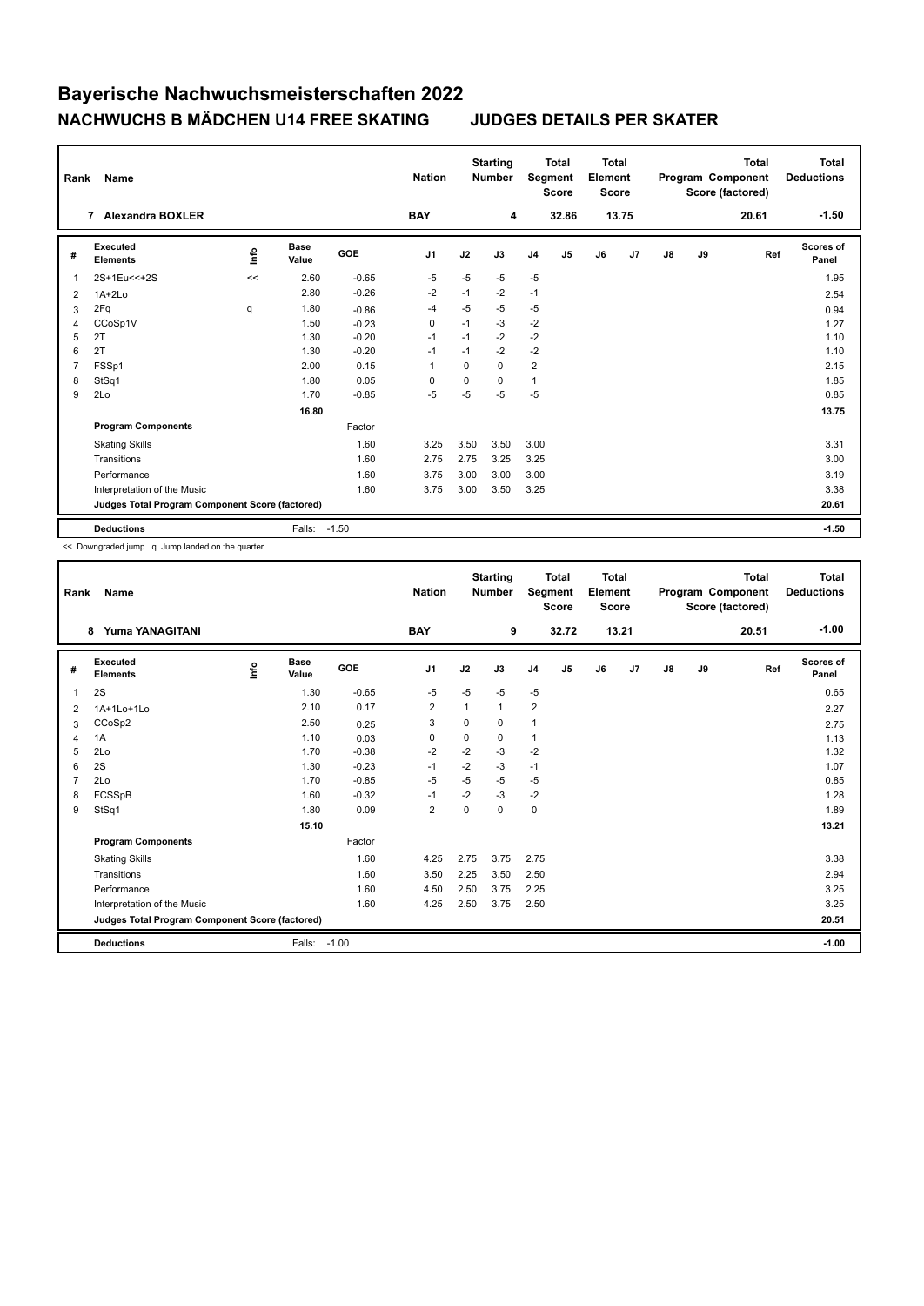# Bayerische Nachwuchsmeisterschaften 2022

## NACHWUCHS B MÄDCHEN U14 FREE SKATING JUDGES DETAILS PER SKATER

| Rank | Name | Nation | Starting Number | Total Segment Score | Total Element Score | Total Program Component Score (factored) | Total Deductions |
|---|---|---|---|---|---|---|---|
| 7 | Alexandra BOXLER | BAY | 4 | 32.86 | 13.75 | 20.61 | -1.50 |

| # | Executed Elements | Info | Base Value | GOE | J1 | J2 | J3 | J4 | J5 | J6 | J7 | J8 | J9 | Ref | Scores of Panel |
|---|---|---|---|---|---|---|---|---|---|---|---|---|---|---|---|
| 1 | 2S+1Eu<<+2S | << | 2.60 | -0.65 | -5 | -5 | -5 | -5 | | | | | | | 1.95 |
| 2 | 1A+2Lo | | 2.80 | -0.26 | -2 | -1 | -2 | -1 | | | | | | | 2.54 |
| 3 | 2Fq | q | 1.80 | -0.86 | -4 | -5 | -5 | -5 | | | | | | | 0.94 |
| 4 | CCoSp1V | | 1.50 | -0.23 | 0 | -1 | -3 | -2 | | | | | | | 1.27 |
| 5 | 2T | | 1.30 | -0.20 | -1 | -1 | -2 | -2 | | | | | | | 1.10 |
| 6 | 2T | | 1.30 | -0.20 | -1 | -1 | -2 | -2 | | | | | | | 1.10 |
| 7 | FSSp1 | | 2.00 | 0.15 | 1 | 0 | 0 | 2 | | | | | | | 2.15 |
| 8 | StSq1 | | 1.80 | 0.05 | 0 | 0 | 0 | 1 | | | | | | | 1.85 |
| 9 | 2Lo | | 1.70 | -0.85 | -5 | -5 | -5 | -5 | | | | | | | 0.85 |
| | | | 16.80 | | | | | | | | | | | | 13.75 |
| | **Program Components** | | | Factor | | | | | | | | | | | |
| | Skating Skills | | | 1.60 | 3.25 | 3.50 | 3.50 | 3.00 | | | | | | | 3.31 |
| | Transitions | | | 1.60 | 2.75 | 2.75 | 3.25 | 3.25 | | | | | | | 3.00 |
| | Performance | | | 1.60 | 3.75 | 3.00 | 3.00 | 3.00 | | | | | | | 3.19 |
| | Interpretation of the Music | | | 1.60 | 3.75 | 3.00 | 3.50 | 3.25 | | | | | | | 3.38 |
| | **Judges Total Program Component Score (factored)** | | | | | | | | | | | | | | 20.61 |
| | **Deductions** | | Falls: | -1.50 | | | | | | | | | | | -1.50 |

<< Downgraded jump q Jump landed on the quarter

| Rank | Name | Nation | Starting Number | Total Segment Score | Total Element Score | Total Program Component Score (factored) | Total Deductions |
|---|---|---|---|---|---|---|---|
| 8 | Yuma YANAGITANI | BAY | 9 | 32.72 | 13.21 | 20.51 | -1.00 |

| # | Executed Elements | Info | Base Value | GOE | J1 | J2 | J3 | J4 | J5 | J6 | J7 | J8 | J9 | Ref | Scores of Panel |
|---|---|---|---|---|---|---|---|---|---|---|---|---|---|---|---|
| 1 | 2S | | 1.30 | -0.65 | -5 | -5 | -5 | -5 | | | | | | | 0.65 |
| 2 | 1A+1Lo+1Lo | | 2.10 | 0.17 | 2 | 1 | 1 | 2 | | | | | | | 2.27 |
| 3 | CCoSp2 | | 2.50 | 0.25 | 3 | 0 | 0 | 1 | | | | | | | 2.75 |
| 4 | 1A | | 1.10 | 0.03 | 0 | 0 | 0 | 1 | | | | | | | 1.13 |
| 5 | 2Lo | | 1.70 | -0.38 | -2 | -2 | -3 | -2 | | | | | | | 1.32 |
| 6 | 2S | | 1.30 | -0.23 | -1 | -2 | -3 | -1 | | | | | | | 1.07 |
| 7 | 2Lo | | 1.70 | -0.85 | -5 | -5 | -5 | -5 | | | | | | | 0.85 |
| 8 | FCSSpB | | 1.60 | -0.32 | -1 | -2 | -3 | -2 | | | | | | | 1.28 |
| 9 | StSq1 | | 1.80 | 0.09 | 2 | 0 | 0 | 0 | | | | | | | 1.89 |
| | | | 15.10 | | | | | | | | | | | | 13.21 |
| | **Program Components** | | | Factor | | | | | | | | | | | |
| | Skating Skills | | | 1.60 | 4.25 | 2.75 | 3.75 | 2.75 | | | | | | | 3.38 |
| | Transitions | | | 1.60 | 3.50 | 2.25 | 3.50 | 2.50 | | | | | | | 2.94 |
| | Performance | | | 1.60 | 4.50 | 2.50 | 3.75 | 2.25 | | | | | | | 3.25 |
| | Interpretation of the Music | | | 1.60 | 4.25 | 2.50 | 3.75 | 2.50 | | | | | | | 3.25 |
| | **Judges Total Program Component Score (factored)** | | | | | | | | | | | | | | 20.51 |
| | **Deductions** | | Falls: | -1.00 | | | | | | | | | | | -1.00 |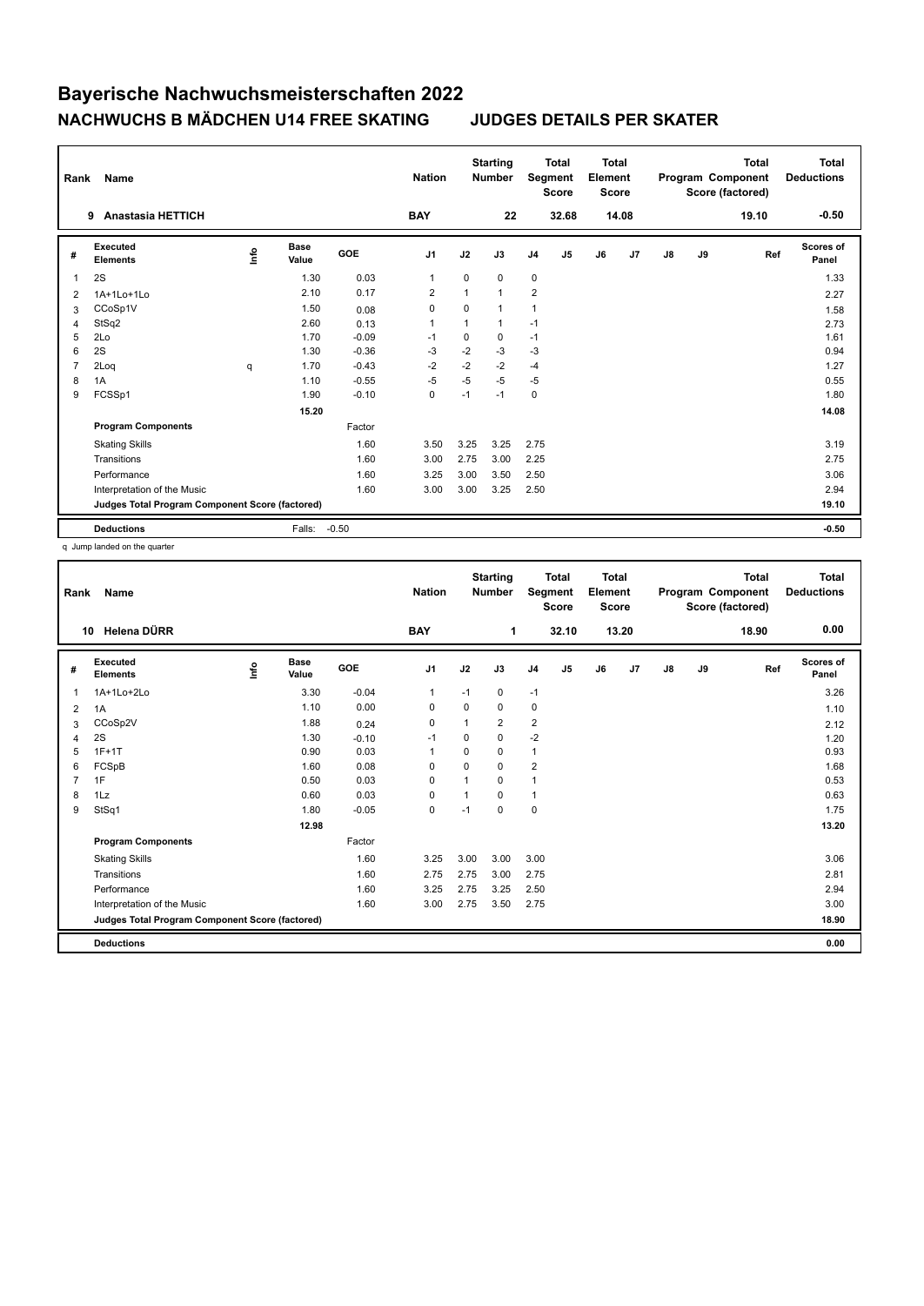# Bayerische Nachwuchsmeisterschaften 2022

## NACHWUCHS B MÄDCHEN U14 FREE SKATING JUDGES DETAILS PER SKATER

| Rank | Name | Nation | Starting Number | Total Segment Score | Total Element Score | Total Program Component Score (factored) | Total Deductions |
|---|---|---|---|---|---|---|---|
| 9 | Anastasia HETTICH | BAY | 22 | 32.68 | 14.08 | 19.10 | -0.50 |

| # | Executed Elements | Info | Base Value | GOE | J1 | J2 | J3 | J4 | J5 | J6 | J7 | J8 | J9 | Ref | Scores of Panel |
|---|---|---|---|---|---|---|---|---|---|---|---|---|---|---|---|
| 1 | 2S | | 1.30 | 0.03 | 1 | 0 | 0 | 0 | | | | | | | 1.33 |
| 2 | 1A+1Lo+1Lo | | 2.10 | 0.17 | 2 | 1 | 1 | 2 | | | | | | | 2.27 |
| 3 | CCoSp1V | | 1.50 | 0.08 | 0 | 0 | 1 | 1 | | | | | | | 1.58 |
| 4 | StSq2 | | 2.60 | 0.13 | 1 | 1 | 1 | -1 | | | | | | | 2.73 |
| 5 | 2Lo | | 1.70 | -0.09 | -1 | 0 | 0 | -1 | | | | | | | 1.61 |
| 6 | 2S | | 1.30 | -0.36 | -3 | -2 | -3 | -3 | | | | | | | 0.94 |
| 7 | 2Loq | q | 1.70 | -0.43 | -2 | -2 | -2 | -4 | | | | | | | 1.27 |
| 8 | 1A | | 1.10 | -0.55 | -5 | -5 | -5 | -5 | | | | | | | 0.55 |
| 9 | FCSSp1 | | 1.90 | -0.10 | 0 | -1 | -1 | 0 | | | | | | | 1.80 |
| | | | 15.20 | | | | | | | | | | | | 14.08 |
| | **Program Components** | | | Factor | | | | | | | | | | | |
| | Skating Skills | | | 1.60 | 3.50 | 3.25 | 3.25 | 2.75 | | | | | | | 3.19 |
| | Transitions | | | 1.60 | 3.00 | 2.75 | 3.00 | 2.25 | | | | | | | 2.75 |
| | Performance | | | 1.60 | 3.25 | 3.00 | 3.50 | 2.50 | | | | | | | 3.06 |
| | Interpretation of the Music | | | 1.60 | 3.00 | 3.00 | 3.25 | 2.50 | | | | | | | 2.94 |
| | **Judges Total Program Component Score (factored)** | | | | | | | | | | | | | | 19.10 |
| | **Deductions** | | Falls: | -0.50 | | | | | | | | | | | -0.50 |

q Jump landed on the quarter

| Rank | Name | Nation | Starting Number | Total Segment Score | Total Element Score | Total Program Component Score (factored) | Total Deductions |
|---|---|---|---|---|---|---|---|
| 10 | Helena DÜRR | BAY | 1 | 32.10 | 13.20 | 18.90 | 0.00 |

| # | Executed Elements | Info | Base Value | GOE | J1 | J2 | J3 | J4 | J5 | J6 | J7 | J8 | J9 | Ref | Scores of Panel |
|---|---|---|---|---|---|---|---|---|---|---|---|---|---|---|---|
| 1 | 1A+1Lo+2Lo | | 3.30 | -0.04 | 1 | -1 | 0 | -1 | | | | | | | 3.26 |
| 2 | 1A | | 1.10 | 0.00 | 0 | 0 | 0 | 0 | | | | | | | 1.10 |
| 3 | CCoSp2V | | 1.88 | 0.24 | 0 | 1 | 2 | 2 | | | | | | | 2.12 |
| 4 | 2S | | 1.30 | -0.10 | -1 | 0 | 0 | -2 | | | | | | | 1.20 |
| 5 | 1F+1T | | 0.90 | 0.03 | 1 | 0 | 0 | 1 | | | | | | | 0.93 |
| 6 | FCSpB | | 1.60 | 0.08 | 0 | 0 | 0 | 2 | | | | | | | 1.68 |
| 7 | 1F | | 0.50 | 0.03 | 0 | 1 | 0 | 1 | | | | | | | 0.53 |
| 8 | 1Lz | | 0.60 | 0.03 | 0 | 1 | 0 | 1 | | | | | | | 0.63 |
| 9 | StSq1 | | 1.80 | -0.05 | 0 | -1 | 0 | 0 | | | | | | | 1.75 |
| | | | 12.98 | | | | | | | | | | | | 13.20 |
| | **Program Components** | | | Factor | | | | | | | | | | | |
| | Skating Skills | | | 1.60 | 3.25 | 3.00 | 3.00 | 3.00 | | | | | | | 3.06 |
| | Transitions | | | 1.60 | 2.75 | 2.75 | 3.00 | 2.75 | | | | | | | 2.81 |
| | Performance | | | 1.60 | 3.25 | 2.75 | 3.25 | 2.50 | | | | | | | 2.94 |
| | Interpretation of the Music | | | 1.60 | 3.00 | 2.75 | 3.50 | 2.75 | | | | | | | 3.00 |
| | **Judges Total Program Component Score (factored)** | | | | | | | | | | | | | | 18.90 |
| | **Deductions** | | | | | | | | | | | | | | 0.00 |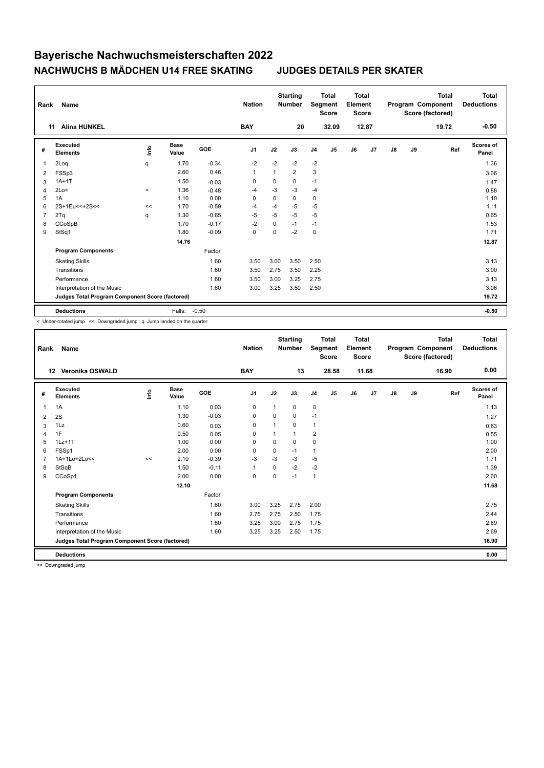# Bayerische Nachwuchsmeisterschaften 2022

## NACHWUCHS B MÄDCHEN U14 FREE SKATING JUDGES DETAILS PER SKATER

| Rank | Name | Nation | Starting Number | Total Segment Score | Total Element Score | Total Program Component Score (factored) | Total Deductions |
|---|---|---|---|---|---|---|---|
| 11 | Alina HUNKEL | BAY | 20 | 32.09 | 12.87 | 19.72 | -0.50 |

| # | Executed Elements | Info | Base Value | GOE | J1 | J2 | J3 | J4 | J5 | J6 | J7 | J8 | J9 | Ref | Scores of Panel |
|---|---|---|---|---|---|---|---|---|---|---|---|---|---|---|---|
| 1 | 2Loq | q | 1.70 | -0.34 | -2 | -2 | -2 | -2 | | | | | | | 1.36 |
| 2 | FSSp3 | | 2.60 | 0.46 | 1 | 1 | 2 | 3 | | | | | | | 3.06 |
| 3 | 1A+1T | | 1.50 | -0.03 | 0 | 0 | 0 | -1 | | | | | | | 1.47 |
| 4 | 2Lo< | < | 1.36 | -0.48 | -4 | -3 | -3 | -4 | | | | | | | 0.88 |
| 5 | 1A | | 1.10 | 0.00 | 0 | 0 | 0 | 0 | | | | | | | 1.10 |
| 6 | 2S+1Eu<<+2S<< | << | 1.70 | -0.59 | -4 | -4 | -5 | -5 | | | | | | | 1.11 |
| 7 | 2Tq | q | 1.30 | -0.65 | -5 | -5 | -5 | -5 | | | | | | | 0.65 |
| 8 | CCoSpB | | 1.70 | -0.17 | -2 | 0 | -1 | -1 | | | | | | | 1.53 |
| 9 | StSq1 | | 1.80 | -0.09 | 0 | 0 | -2 | 0 | | | | | | | 1.71 |
| | | | 14.76 | | | | | | | | | | | | 12.87 |
| | **Program Components** | | | Factor | | | | | | | | | | | |
| | Skating Skills | | | 1.60 | 3.50 | 3.00 | 3.50 | 2.50 | | | | | | | 3.13 |
| | Transitions | | | 1.60 | 3.50 | 2.75 | 3.50 | 2.25 | | | | | | | 3.00 |
| | Performance | | | 1.60 | 3.50 | 3.00 | 3.25 | 2.75 | | | | | | | 3.13 |
| | Interpretation of the Music | | | 1.60 | 3.00 | 3.25 | 3.50 | 2.50 | | | | | | | 3.06 |
| | **Judges Total Program Component Score (factored)** | | | | | | | | | | | | | | 19.72 |
| | **Deductions** | | Falls: | -0.50 | | | | | | | | | | | -0.50 |

< Under-rotated jump << Downgraded jump q Jump landed on the quarter

| Rank | Name | Nation | Starting Number | Total Segment Score | Total Element Score | Total Program Component Score (factored) | Total Deductions |
|---|---|---|---|---|---|---|---|
| 12 | Veronika OSWALD | BAY | 13 | 28.58 | 11.68 | 16.90 | 0.00 |

| # | Executed Elements | Info | Base Value | GOE | J1 | J2 | J3 | J4 | J5 | J6 | J7 | J8 | J9 | Ref | Scores of Panel |
|---|---|---|---|---|---|---|---|---|---|---|---|---|---|---|---|
| 1 | 1A | | 1.10 | 0.03 | 0 | 1 | 0 | 0 | | | | | | | 1.13 |
| 2 | 2S | | 1.30 | -0.03 | 0 | 0 | 0 | -1 | | | | | | | 1.27 |
| 3 | 1Lz | | 0.60 | 0.03 | 0 | 1 | 0 | 1 | | | | | | | 0.63 |
| 4 | 1F | | 0.50 | 0.05 | 0 | 1 | 1 | 2 | | | | | | | 0.55 |
| 5 | 1Lz+1T | | 1.00 | 0.00 | 0 | 0 | 0 | 0 | | | | | | | 1.00 |
| 6 | FSSp1 | | 2.00 | 0.00 | 0 | 0 | -1 | 1 | | | | | | | 2.00 |
| 7 | 1A+1Lo+2Lo<< | << | 2.10 | -0.39 | -3 | -3 | -3 | -5 | | | | | | | 1.71 |
| 8 | StSqB | | 1.50 | -0.11 | 1 | 0 | -2 | -2 | | | | | | | 1.39 |
| 9 | CCoSp1 | | 2.00 | 0.00 | 0 | 0 | -1 | 1 | | | | | | | 2.00 |
| | | | 12.10 | | | | | | | | | | | | 11.68 |
| | **Program Components** | | | Factor | | | | | | | | | | | |
| | Skating Skills | | | 1.60 | 3.00 | 3.25 | 2.75 | 2.00 | | | | | | | 2.75 |
| | Transitions | | | 1.60 | 2.75 | 2.75 | 2.50 | 1.75 | | | | | | | 2.44 |
| | Performance | | | 1.60 | 3.25 | 3.00 | 2.75 | 1.75 | | | | | | | 2.69 |
| | Interpretation of the Music | | | 1.60 | 3.25 | 3.25 | 2.50 | 1.75 | | | | | | | 2.69 |
| | **Judges Total Program Component Score (factored)** | | | | | | | | | | | | | | 16.90 |
| | **Deductions** | | | | | | | | | | | | | | 0.00 |

<< Downgraded jump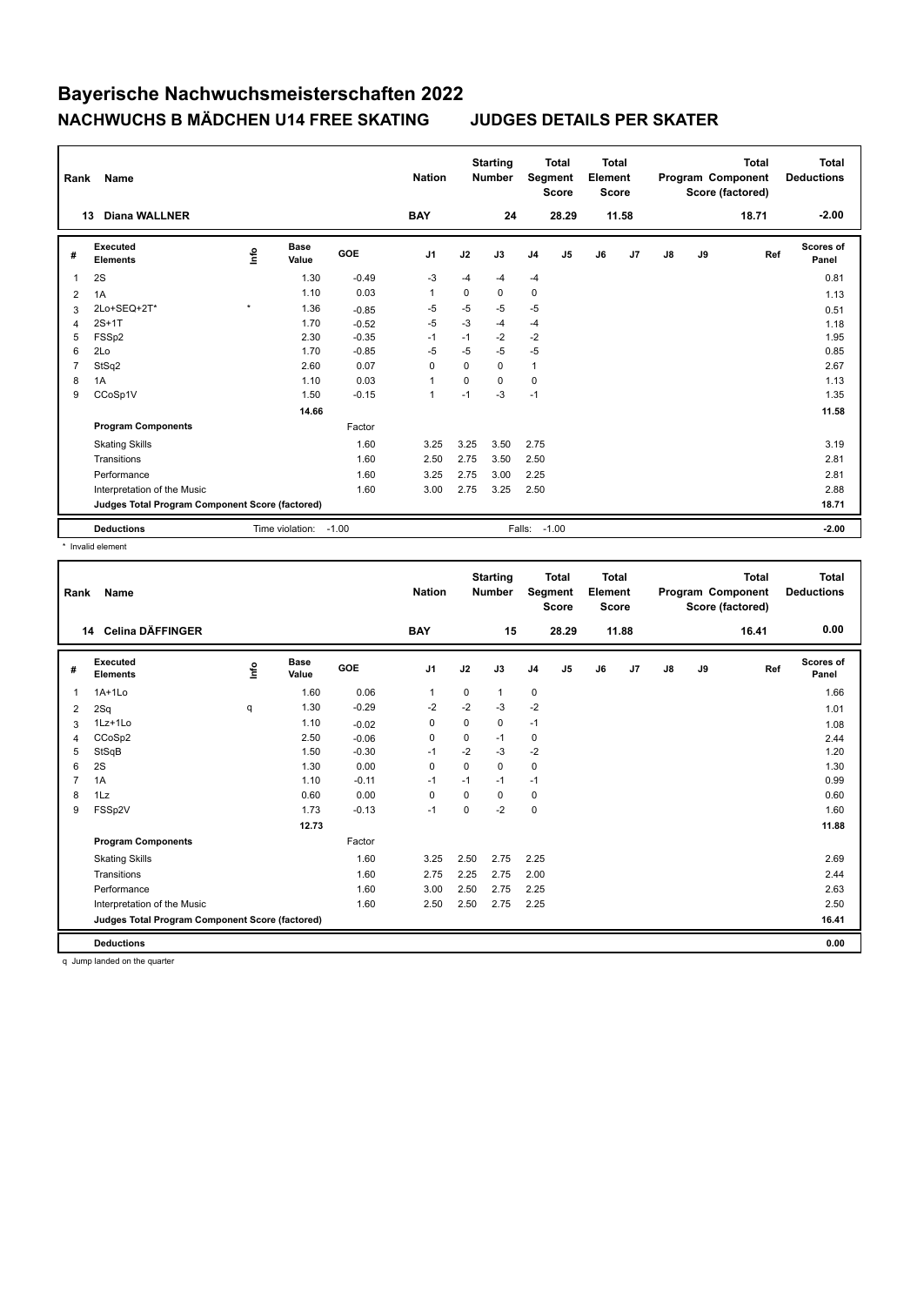# Bayerische Nachwuchsmeisterschaften 2022

## NACHWUCHS B MÄDCHEN U14 FREE SKATING    JUDGES DETAILS PER SKATER

| Rank | Name | Nation | Starting Number | Total Segment Score | Total Element Score | Total Program Component Score (factored) | Total Deductions |
|---|---|---|---|---|---|---|---|
| 13 | Diana WALLNER | BAY | 24 | 28.29 | 11.58 | 18.71 | -2.00 |

| # | Executed Elements | Info | Base Value | GOE | J1 | J2 | J3 | J4 | J5 | J6 | J7 | J8 | J9 | Ref | Scores of Panel |
|---|---|---|---|---|---|---|---|---|---|---|---|---|---|---|---|
| 1 | 2S | | 1.30 | -0.49 | -3 | -4 | -4 | -4 | | | | | | | 0.81 |
| 2 | 1A | | 1.10 | 0.03 | 1 | 0 | 0 | 0 | | | | | | | 1.13 |
| 3 | 2Lo+SEQ+2T* | * | 1.36 | -0.85 | -5 | -5 | -5 | -5 | | | | | | | 0.51 |
| 4 | 2S+1T | | 1.70 | -0.52 | -5 | -3 | -4 | -4 | | | | | | | 1.18 |
| 5 | FSSp2 | | 2.30 | -0.35 | -1 | -1 | -2 | -2 | | | | | | | 1.95 |
| 6 | 2Lo | | 1.70 | -0.85 | -5 | -5 | -5 | -5 | | | | | | | 0.85 |
| 7 | StSq2 | | 2.60 | 0.07 | 0 | 0 | 0 | 1 | | | | | | | 2.67 |
| 8 | 1A | | 1.10 | 0.03 | 1 | 0 | 0 | 0 | | | | | | | 1.13 |
| 9 | CCoSp1V | | 1.50 | -0.15 | 1 | -1 | -3 | -1 | | | | | | | 1.35 |
| | | | 14.66 | | | | | | | | | | | | 11.58 |
| | **Program Components** | | | Factor | | | | | | | | | | | |
| | Skating Skills | | | 1.60 | 3.25 | 3.25 | 3.50 | 2.75 | | | | | | | 3.19 |
| | Transitions | | | 1.60 | 2.50 | 2.75 | 3.50 | 2.50 | | | | | | | 2.81 |
| | Performance | | | 1.60 | 3.25 | 2.75 | 3.00 | 2.25 | | | | | | | 2.81 |
| | Interpretation of the Music | | | 1.60 | 3.00 | 2.75 | 3.25 | 2.50 | | | | | | | 2.88 |
| | **Judges Total Program Component Score (factored)** | | | | | | | | | | | | | | 18.71 |
| | **Deductions** | Time violation: | | -1.00 | | | Falls: | -1.00 | | | | | | | -2.00 |

\* Invalid element

| Rank | Name | Nation | Starting Number | Total Segment Score | Total Element Score | Total Program Component Score (factored) | Total Deductions |
|---|---|---|---|---|---|---|---|
| 14 | Celina DÄFFINGER | BAY | 15 | 28.29 | 11.88 | 16.41 | 0.00 |

| # | Executed Elements | Info | Base Value | GOE | J1 | J2 | J3 | J4 | J5 | J6 | J7 | J8 | J9 | Ref | Scores of Panel |
|---|---|---|---|---|---|---|---|---|---|---|---|---|---|---|---|
| 1 | 1A+1Lo | | 1.60 | 0.06 | 1 | 0 | 1 | 0 | | | | | | | 1.66 |
| 2 | 2Sq | q | 1.30 | -0.29 | -2 | -2 | -3 | -2 | | | | | | | 1.01 |
| 3 | 1Lz+1Lo | | 1.10 | -0.02 | 0 | 0 | 0 | -1 | | | | | | | 1.08 |
| 4 | CCoSp2 | | 2.50 | -0.06 | 0 | 0 | -1 | 0 | | | | | | | 2.44 |
| 5 | StSqB | | 1.50 | -0.30 | -1 | -2 | -3 | -2 | | | | | | | 1.20 |
| 6 | 2S | | 1.30 | 0.00 | 0 | 0 | 0 | 0 | | | | | | | 1.30 |
| 7 | 1A | | 1.10 | -0.11 | -1 | -1 | -1 | -1 | | | | | | | 0.99 |
| 8 | 1Lz | | 0.60 | 0.00 | 0 | 0 | 0 | 0 | | | | | | | 0.60 |
| 9 | FSSp2V | | 1.73 | -0.13 | -1 | 0 | -2 | 0 | | | | | | | 1.60 |
| | | | 12.73 | | | | | | | | | | | | 11.88 |
| | **Program Components** | | | Factor | | | | | | | | | | | |
| | Skating Skills | | | 1.60 | 3.25 | 2.50 | 2.75 | 2.25 | | | | | | | 2.69 |
| | Transitions | | | 1.60 | 2.75 | 2.25 | 2.75 | 2.00 | | | | | | | 2.44 |
| | Performance | | | 1.60 | 3.00 | 2.50 | 2.75 | 2.25 | | | | | | | 2.63 |
| | Interpretation of the Music | | | 1.60 | 2.50 | 2.50 | 2.75 | 2.25 | | | | | | | 2.50 |
| | **Judges Total Program Component Score (factored)** | | | | | | | | | | | | | | 16.41 |
| | **Deductions** | | | | | | | | | | | | | | 0.00 |

q Jump landed on the quarter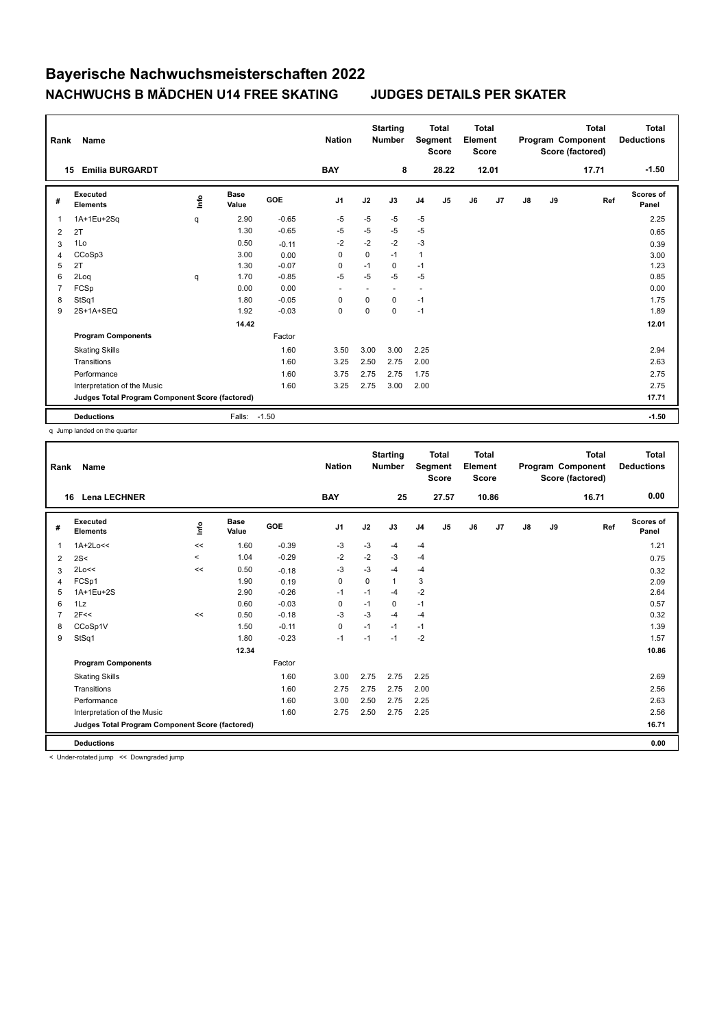# Bayerische Nachwuchsmeisterschaften 2022

## NACHWUCHS B MÄDCHEN U14 FREE SKATING    JUDGES DETAILS PER SKATER

| Rank | Name | Nation | Starting Number | Total Segment Score | Total Element Score | Total Program Component Score (factored) | Total Deductions |
|---|---|---|---|---|---|---|---|
| 15 | Emilia BURGARDT | BAY | 8 | 28.22 | 12.01 | 17.71 | -1.50 |

| # | Executed Elements | Info | Base Value | GOE | J1 | J2 | J3 | J4 | J5 | J6 | J7 | J8 | J9 | Ref | Scores of Panel |
|---|---|---|---|---|---|---|---|---|---|---|---|---|---|---|---|
| 1 | 1A+1Eu+2Sq | q | 2.90 | -0.65 | -5 | -5 | -5 | -5 | | | | | | | 2.25 |
| 2 | 2T | | 1.30 | -0.65 | -5 | -5 | -5 | -5 | | | | | | | 0.65 |
| 3 | 1Lo | | 0.50 | -0.11 | -2 | -2 | -2 | -3 | | | | | | | 0.39 |
| 4 | CCoSp3 | | 3.00 | 0.00 | 0 | 0 | -1 | 1 | | | | | | | 3.00 |
| 5 | 2T | | 1.30 | -0.07 | 0 | -1 | 0 | -1 | | | | | | | 1.23 |
| 6 | 2Loq | q | 1.70 | -0.85 | -5 | -5 | -5 | -5 | | | | | | | 0.85 |
| 7 | FCSp | | 0.00 | 0.00 | - | - | - | - | | | | | | | 0.00 |
| 8 | StSq1 | | 1.80 | -0.05 | 0 | 0 | 0 | -1 | | | | | | | 1.75 |
| 9 | 2S+1A+SEQ | | 1.92 | -0.03 | 0 | 0 | 0 | -1 | | | | | | | 1.89 |
| | | | 14.42 | | | | | | | | | | | | 12.01 |
| | **Program Components** | | | Factor | | | | | | | | | | | |
| | Skating Skills | | | 1.60 | 3.50 | 3.00 | 3.00 | 2.25 | | | | | | | 2.94 |
| | Transitions | | | 1.60 | 3.25 | 2.50 | 2.75 | 2.00 | | | | | | | 2.63 |
| | Performance | | | 1.60 | 3.75 | 2.75 | 2.75 | 1.75 | | | | | | | 2.75 |
| | Interpretation of the Music | | | 1.60 | 3.25 | 2.75 | 3.00 | 2.00 | | | | | | | 2.75 |
| | **Judges Total Program Component Score (factored)** | | | | | | | | | | | | | | 17.71 |
| | **Deductions** | | Falls: | -1.50 | | | | | | | | | | | -1.50 |

q Jump landed on the quarter

| Rank | Name | Nation | Starting Number | Total Segment Score | Total Element Score | Total Program Component Score (factored) | Total Deductions |
|---|---|---|---|---|---|---|---|
| 16 | Lena LECHNER | BAY | 25 | 27.57 | 10.86 | 16.71 | 0.00 |

| # | Executed Elements | Info | Base Value | GOE | J1 | J2 | J3 | J4 | J5 | J6 | J7 | J8 | J9 | Ref | Scores of Panel |
|---|---|---|---|---|---|---|---|---|---|---|---|---|---|---|---|
| 1 | 1A+2Lo<< | << | 1.60 | -0.39 | -3 | -3 | -4 | -4 | | | | | | | 1.21 |
| 2 | 2S< | < | 1.04 | -0.29 | -2 | -2 | -3 | -4 | | | | | | | 0.75 |
| 3 | 2Lo<< | << | 0.50 | -0.18 | -3 | -3 | -4 | -4 | | | | | | | 0.32 |
| 4 | FCSp1 | | 1.90 | 0.19 | 0 | 0 | 1 | 3 | | | | | | | 2.09 |
| 5 | 1A+1Eu+2S | | 2.90 | -0.26 | -1 | -1 | -4 | -2 | | | | | | | 2.64 |
| 6 | 1Lz | | 0.60 | -0.03 | 0 | -1 | 0 | -1 | | | | | | | 0.57 |
| 7 | 2F<< | << | 0.50 | -0.18 | -3 | -3 | -4 | -4 | | | | | | | 0.32 |
| 8 | CCoSp1V | | 1.50 | -0.11 | 0 | -1 | -1 | -1 | | | | | | | 1.39 |
| 9 | StSq1 | | 1.80 | -0.23 | -1 | -1 | -1 | -2 | | | | | | | 1.57 |
| | | | 12.34 | | | | | | | | | | | | 10.86 |
| | **Program Components** | | | Factor | | | | | | | | | | | |
| | Skating Skills | | | 1.60 | 3.00 | 2.75 | 2.75 | 2.25 | | | | | | | 2.69 |
| | Transitions | | | 1.60 | 2.75 | 2.75 | 2.75 | 2.00 | | | | | | | 2.56 |
| | Performance | | | 1.60 | 3.00 | 2.50 | 2.75 | 2.25 | | | | | | | 2.63 |
| | Interpretation of the Music | | | 1.60 | 2.75 | 2.50 | 2.75 | 2.25 | | | | | | | 2.56 |
| | **Judges Total Program Component Score (factored)** | | | | | | | | | | | | | | 16.71 |
| | **Deductions** | | | | | | | | | | | | | | 0.00 |

< Under-rotated jump << Downgraded jump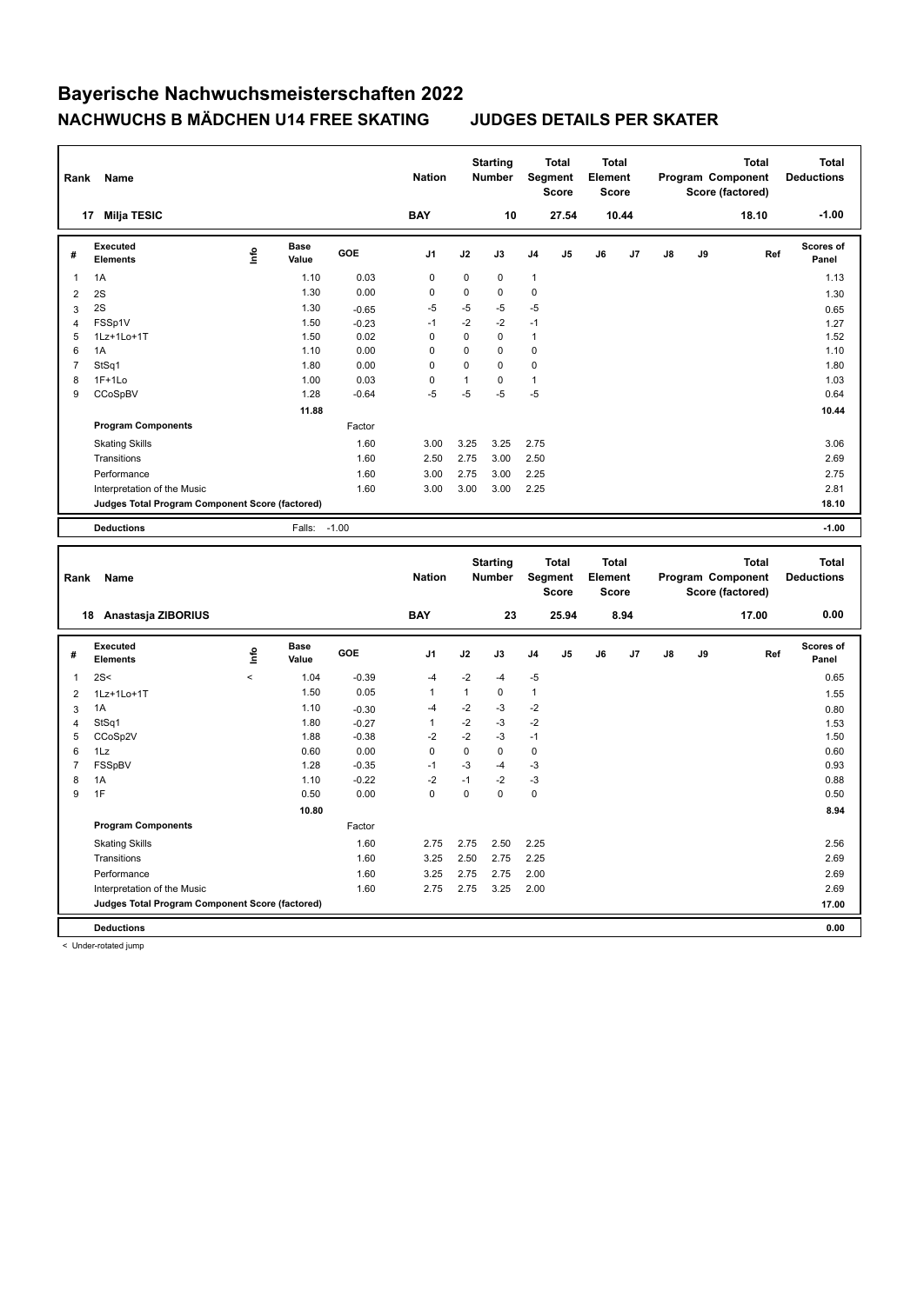# Bayerische Nachwuchsmeisterschaften 2022

## NACHWUCHS B MÄDCHEN U14 FREE SKATING — JUDGES DETAILS PER SKATER

| Rank | Name | Nation | Starting Number | Total Segment Score | Total Element Score | Total Program Component Score (factored) | Total Deductions |
|---|---|---|---|---|---|---|---|
| 17 | Milja TESIC | BAY | 10 | 27.54 | 10.44 | 18.10 | -1.00 |

| # | Executed Elements | Info | Base Value | GOE | J1 | J2 | J3 | J4 | J5 | J6 | J7 | J8 | J9 | Ref | Scores of Panel |
|---|---|---|---|---|---|---|---|---|---|---|---|---|---|---|---|
| 1 | 1A | | 1.10 | 0.03 | 0 | 0 | 0 | 1 | | | | | | | 1.13 |
| 2 | 2S | | 1.30 | 0.00 | 0 | 0 | 0 | 0 | | | | | | | 1.30 |
| 3 | 2S | | 1.30 | -0.65 | -5 | -5 | -5 | -5 | | | | | | | 0.65 |
| 4 | FSSp1V | | 1.50 | -0.23 | -1 | -2 | -2 | -1 | | | | | | | 1.27 |
| 5 | 1Lz+1Lo+1T | | 1.50 | 0.02 | 0 | 0 | 0 | 1 | | | | | | | 1.52 |
| 6 | 1A | | 1.10 | 0.00 | 0 | 0 | 0 | 0 | | | | | | | 1.10 |
| 7 | StSq1 | | 1.80 | 0.00 | 0 | 0 | 0 | 0 | | | | | | | 1.80 |
| 8 | 1F+1Lo | | 1.00 | 0.03 | 0 | 1 | 0 | 1 | | | | | | | 1.03 |
| 9 | CCoSpBV | | 1.28 | -0.64 | -5 | -5 | -5 | -5 | | | | | | | 0.64 |
| | | | 11.88 | | | | | | | | | | | | 10.44 |
| | **Program Components** | | | Factor | | | | | | | | | | | |
| | Skating Skills | | | 1.60 | 3.00 | 3.25 | 3.25 | 2.75 | | | | | | | 3.06 |
| | Transitions | | | 1.60 | 2.50 | 2.75 | 3.00 | 2.50 | | | | | | | 2.69 |
| | Performance | | | 1.60 | 3.00 | 2.75 | 3.00 | 2.25 | | | | | | | 2.75 |
| | Interpretation of the Music | | | 1.60 | 3.00 | 3.00 | 3.00 | 2.25 | | | | | | | 2.81 |
| | **Judges Total Program Component Score (factored)** | | | | | | | | | | | | | | 18.10 |
| | **Deductions** | | Falls: | -1.00 | | | | | | | | | | | -1.00 |

| Rank | Name | Nation | Starting Number | Total Segment Score | Total Element Score | Total Program Component Score (factored) | Total Deductions |
|---|---|---|---|---|---|---|---|
| 18 | Anastasja ZIBORIUS | BAY | 23 | 25.94 | 8.94 | 17.00 | 0.00 |

| # | Executed Elements | Info | Base Value | GOE | J1 | J2 | J3 | J4 | J5 | J6 | J7 | J8 | J9 | Ref | Scores of Panel |
|---|---|---|---|---|---|---|---|---|---|---|---|---|---|---|---|
| 1 | 2S< | < | 1.04 | -0.39 | -4 | -2 | -4 | -5 | | | | | | | 0.65 |
| 2 | 1Lz+1Lo+1T | | 1.50 | 0.05 | 1 | 1 | 0 | 1 | | | | | | | 1.55 |
| 3 | 1A | | 1.10 | -0.30 | -4 | -2 | -3 | -2 | | | | | | | 0.80 |
| 4 | StSq1 | | 1.80 | -0.27 | 1 | -2 | -3 | -2 | | | | | | | 1.53 |
| 5 | CCoSp2V | | 1.88 | -0.38 | -2 | -2 | -3 | -1 | | | | | | | 1.50 |
| 6 | 1Lz | | 0.60 | 0.00 | 0 | 0 | 0 | 0 | | | | | | | 0.60 |
| 7 | FSSpBV | | 1.28 | -0.35 | -1 | -3 | -4 | -3 | | | | | | | 0.93 |
| 8 | 1A | | 1.10 | -0.22 | -2 | -1 | -2 | -3 | | | | | | | 0.88 |
| 9 | 1F | | 0.50 | 0.00 | 0 | 0 | 0 | 0 | | | | | | | 0.50 |
| | | | 10.80 | | | | | | | | | | | | 8.94 |
| | **Program Components** | | | Factor | | | | | | | | | | | |
| | Skating Skills | | | 1.60 | 2.75 | 2.75 | 2.50 | 2.25 | | | | | | | 2.56 |
| | Transitions | | | 1.60 | 3.25 | 2.50 | 2.75 | 2.25 | | | | | | | 2.69 |
| | Performance | | | 1.60 | 3.25 | 2.75 | 2.75 | 2.00 | | | | | | | 2.69 |
| | Interpretation of the Music | | | 1.60 | 2.75 | 2.75 | 3.25 | 2.00 | | | | | | | 2.69 |
| | **Judges Total Program Component Score (factored)** | | | | | | | | | | | | | | 17.00 |
| | **Deductions** | | | | | | | | | | | | | | 0.00 |

< Under-rotated jump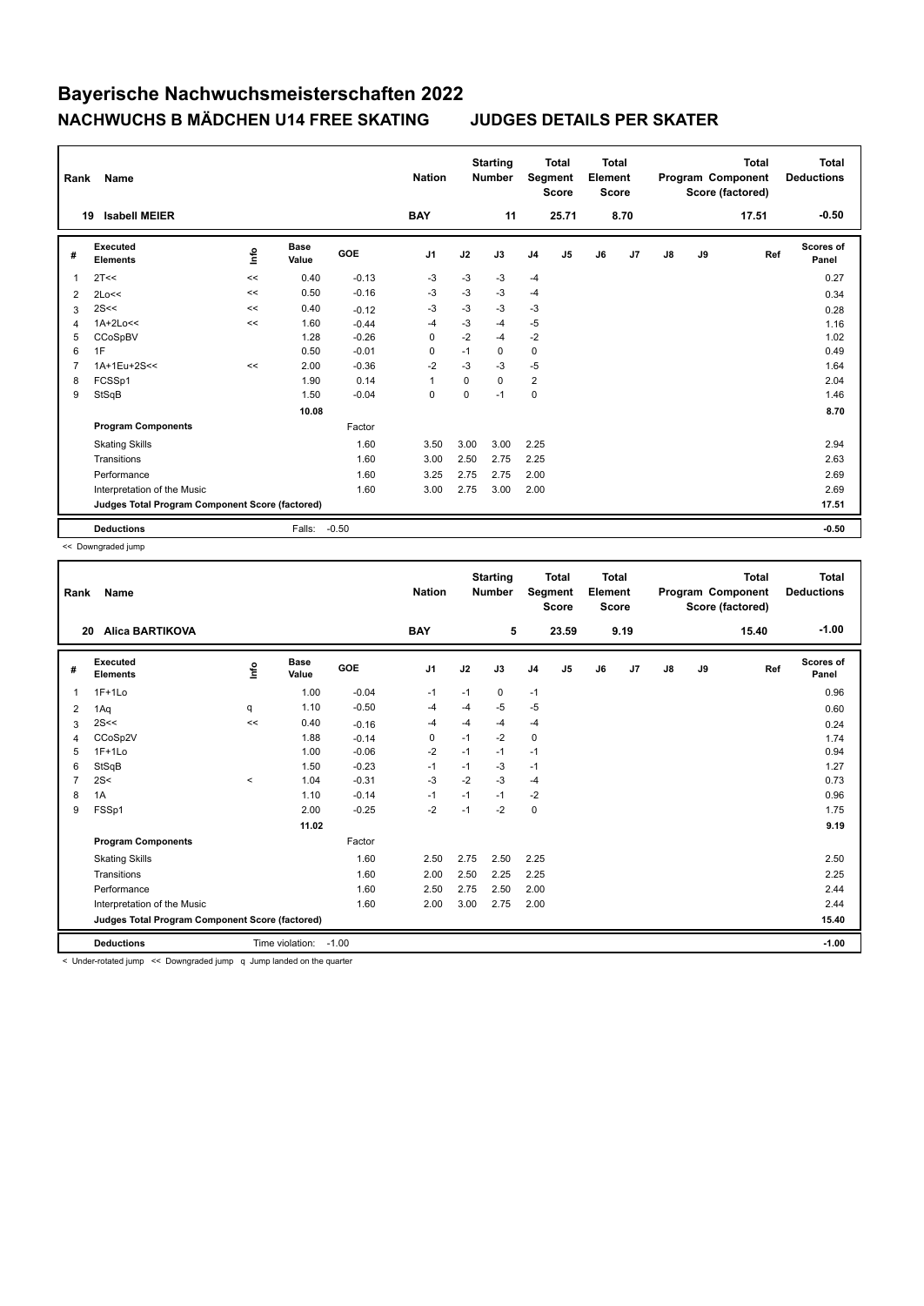# Bayerische Nachwuchsmeisterschaften 2022

## NACHWUCHS B MÄDCHEN U14 FREE SKATING JUDGES DETAILS PER SKATER

| Rank | Name | Nation | Starting Number | Total Segment Score | Total Element Score | Total Program Component Score (factored) | Total Deductions |
|---|---|---|---|---|---|---|---|
| 19 | Isabell MEIER | BAY | 11 | 25.71 | 8.70 | 17.51 | -0.50 |

| # | Executed Elements | Info | Base Value | GOE | J1 | J2 | J3 | J4 | J5 | J6 | J7 | J8 | J9 | Ref | Scores of Panel |
|---|---|---|---|---|---|---|---|---|---|---|---|---|---|---|---|
| 1 | 2T<< | << | 0.40 | -0.13 | -3 | -3 | -3 | -4 | | | | | | | 0.27 |
| 2 | 2Lo<< | << | 0.50 | -0.16 | -3 | -3 | -3 | -4 | | | | | | | 0.34 |
| 3 | 2S<< | << | 0.40 | -0.12 | -3 | -3 | -3 | -3 | | | | | | | 0.28 |
| 4 | 1A+2Lo<< | << | 1.60 | -0.44 | -4 | -3 | -4 | -5 | | | | | | | 1.16 |
| 5 | CCoSpBV | | 1.28 | -0.26 | 0 | -2 | -4 | -2 | | | | | | | 1.02 |
| 6 | 1F | | 0.50 | -0.01 | 0 | -1 | 0 | 0 | | | | | | | 0.49 |
| 7 | 1A+1Eu+2S<< | << | 2.00 | -0.36 | -2 | -3 | -3 | -5 | | | | | | | 1.64 |
| 8 | FCSSp1 | | 1.90 | 0.14 | 1 | 0 | 0 | 2 | | | | | | | 2.04 |
| 9 | StSqB | | 1.50 | -0.04 | 0 | 0 | -1 | 0 | | | | | | | 1.46 |
| | | | 10.08 | | | | | | | | | | | | 8.70 |
| | **Program Components** | | | Factor | | | | | | | | | | | |
| | Skating Skills | | | 1.60 | 3.50 | 3.00 | 3.00 | 2.25 | | | | | | | 2.94 |
| | Transitions | | | 1.60 | 3.00 | 2.50 | 2.75 | 2.25 | | | | | | | 2.63 |
| | Performance | | | 1.60 | 3.25 | 2.75 | 2.75 | 2.00 | | | | | | | 2.69 |
| | Interpretation of the Music | | | 1.60 | 3.00 | 2.75 | 3.00 | 2.00 | | | | | | | 2.69 |
| | **Judges Total Program Component Score (factored)** | | | | | | | | | | | | | | 17.51 |
| | **Deductions** | | Falls: | -0.50 | | | | | | | | | | | -0.50 |

<< Downgraded jump

| Rank | Name | Nation | Starting Number | Total Segment Score | Total Element Score | Total Program Component Score (factored) | Total Deductions |
|---|---|---|---|---|---|---|---|
| 20 | Alica BARTIKOVA | BAY | 5 | 23.59 | 9.19 | 15.40 | -1.00 |

| # | Executed Elements | Info | Base Value | GOE | J1 | J2 | J3 | J4 | J5 | J6 | J7 | J8 | J9 | Ref | Scores of Panel |
|---|---|---|---|---|---|---|---|---|---|---|---|---|---|---|---|
| 1 | 1F+1Lo | | 1.00 | -0.04 | -1 | -1 | 0 | -1 | | | | | | | 0.96 |
| 2 | 1Aq | q | 1.10 | -0.50 | -4 | -4 | -5 | -5 | | | | | | | 0.60 |
| 3 | 2S<< | << | 0.40 | -0.16 | -4 | -4 | -4 | -4 | | | | | | | 0.24 |
| 4 | CCoSp2V | | 1.88 | -0.14 | 0 | -1 | -2 | 0 | | | | | | | 1.74 |
| 5 | 1F+1Lo | | 1.00 | -0.06 | -2 | -1 | -1 | -1 | | | | | | | 0.94 |
| 6 | StSqB | | 1.50 | -0.23 | -1 | -1 | -3 | -1 | | | | | | | 1.27 |
| 7 | 2S< | < | 1.04 | -0.31 | -3 | -2 | -3 | -4 | | | | | | | 0.73 |
| 8 | 1A | | 1.10 | -0.14 | -1 | -1 | -1 | -2 | | | | | | | 0.96 |
| 9 | FSSp1 | | 2.00 | -0.25 | -2 | -1 | -2 | 0 | | | | | | | 1.75 |
| | | | 11.02 | | | | | | | | | | | | 9.19 |
| | **Program Components** | | | Factor | | | | | | | | | | | |
| | Skating Skills | | | 1.60 | 2.50 | 2.75 | 2.50 | 2.25 | | | | | | | 2.50 |
| | Transitions | | | 1.60 | 2.00 | 2.50 | 2.25 | 2.25 | | | | | | | 2.25 |
| | Performance | | | 1.60 | 2.50 | 2.75 | 2.50 | 2.00 | | | | | | | 2.44 |
| | Interpretation of the Music | | | 1.60 | 2.00 | 3.00 | 2.75 | 2.00 | | | | | | | 2.44 |
| | **Judges Total Program Component Score (factored)** | | | | | | | | | | | | | | 15.40 |
| | **Deductions** | | Time violation: | -1.00 | | | | | | | | | | | -1.00 |

< Under-rotated jump << Downgraded jump q Jump landed on the quarter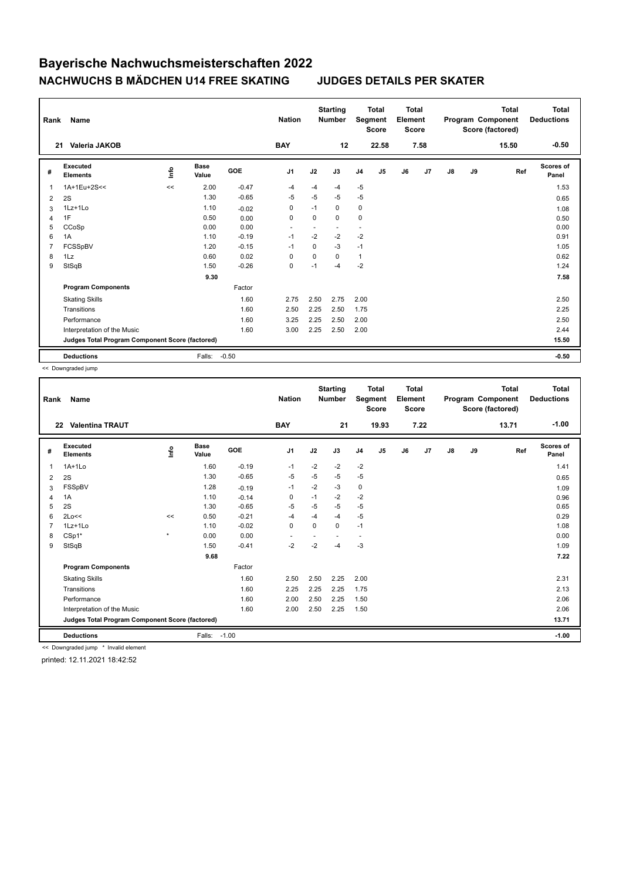# Bayerische Nachwuchsmeisterschaften 2022

## NACHWUCHS B MÄDCHEN U14 FREE SKATING JUDGES DETAILS PER SKATER

| Rank | Name | Nation | Starting Number | Total Segment Score | Total Element Score | Total Program Component Score (factored) | Total Deductions |
|---|---|---|---|---|---|---|---|
| 21 | Valeria JAKOB | BAY | 12 | 22.58 | 7.58 | 15.50 | -0.50 |

| # | Executed Elements | Info | Base Value | GOE | J1 | J2 | J3 | J4 | J5 | J6 | J7 | J8 | J9 | Ref | Scores of Panel |
|---|---|---|---|---|---|---|---|---|---|---|---|---|---|---|---|
| 1 | 1A+1Eu+2S<< | << | 2.00 | -0.47 | -4 | -4 | -4 | -5 | | | | | | | 1.53 |
| 2 | 2S | | 1.30 | -0.65 | -5 | -5 | -5 | -5 | | | | | | | 0.65 |
| 3 | 1Lz+1Lo | | 1.10 | -0.02 | 0 | -1 | 0 | 0 | | | | | | | 1.08 |
| 4 | 1F | | 0.50 | 0.00 | 0 | 0 | 0 | 0 | | | | | | | 0.50 |
| 5 | CCoSp | | 0.00 | 0.00 | - | - | - | - | | | | | | | 0.00 |
| 6 | 1A | | 1.10 | -0.19 | -1 | -2 | -2 | -2 | | | | | | | 0.91 |
| 7 | FCSSpBV | | 1.20 | -0.15 | -1 | 0 | -3 | -1 | | | | | | | 1.05 |
| 8 | 1Lz | | 0.60 | 0.02 | 0 | 0 | 0 | 1 | | | | | | | 0.62 |
| 9 | StSqB | | 1.50 | -0.26 | 0 | -1 | -4 | -2 | | | | | | | 1.24 |
| | | | 9.30 | | | | | | | | | | | | 7.58 |
| | **Program Components** | | | Factor | | | | | | | | | | | |
| | Skating Skills | | | 1.60 | 2.75 | 2.50 | 2.75 | 2.00 | | | | | | | 2.50 |
| | Transitions | | | 1.60 | 2.50 | 2.25 | 2.50 | 1.75 | | | | | | | 2.25 |
| | Performance | | | 1.60 | 3.25 | 2.25 | 2.50 | 2.00 | | | | | | | 2.50 |
| | Interpretation of the Music | | | 1.60 | 3.00 | 2.25 | 2.50 | 2.00 | | | | | | | 2.44 |
| | **Judges Total Program Component Score (factored)** | | | | | | | | | | | | | | 15.50 |
| | **Deductions** | | Falls: | -0.50 | | | | | | | | | | | -0.50 |

<< Downgraded jump

| Rank | Name | Nation | Starting Number | Total Segment Score | Total Element Score | Total Program Component Score (factored) | Total Deductions |
|---|---|---|---|---|---|---|---|
| 22 | Valentina TRAUT | BAY | 21 | 19.93 | 7.22 | 13.71 | -1.00 |

| # | Executed Elements | Info | Base Value | GOE | J1 | J2 | J3 | J4 | J5 | J6 | J7 | J8 | J9 | Ref | Scores of Panel |
|---|---|---|---|---|---|---|---|---|---|---|---|---|---|---|---|
| 1 | 1A+1Lo | | 1.60 | -0.19 | -1 | -2 | -2 | -2 | | | | | | | 1.41 |
| 2 | 2S | | 1.30 | -0.65 | -5 | -5 | -5 | -5 | | | | | | | 0.65 |
| 3 | FSSpBV | | 1.28 | -0.19 | -1 | -2 | -3 | 0 | | | | | | | 1.09 |
| 4 | 1A | | 1.10 | -0.14 | 0 | -1 | -2 | -2 | | | | | | | 0.96 |
| 5 | 2S | | 1.30 | -0.65 | -5 | -5 | -5 | -5 | | | | | | | 0.65 |
| 6 | 2Lo<< | << | 0.50 | -0.21 | -4 | -4 | -4 | -5 | | | | | | | 0.29 |
| 7 | 1Lz+1Lo | | 1.10 | -0.02 | 0 | 0 | 0 | -1 | | | | | | | 1.08 |
| 8 | CSp1* | * | 0.00 | 0.00 | - | - | - | - | | | | | | | 0.00 |
| 9 | StSqB | | 1.50 | -0.41 | -2 | -2 | -4 | -3 | | | | | | | 1.09 |
| | | | 9.68 | | | | | | | | | | | | 7.22 |
| | **Program Components** | | | Factor | | | | | | | | | | | |
| | Skating Skills | | | 1.60 | 2.50 | 2.50 | 2.25 | 2.00 | | | | | | | 2.31 |
| | Transitions | | | 1.60 | 2.25 | 2.25 | 2.25 | 1.75 | | | | | | | 2.13 |
| | Performance | | | 1.60 | 2.00 | 2.50 | 2.25 | 1.50 | | | | | | | 2.06 |
| | Interpretation of the Music | | | 1.60 | 2.00 | 2.50 | 2.25 | 1.50 | | | | | | | 2.06 |
| | **Judges Total Program Component Score (factored)** | | | | | | | | | | | | | | 13.71 |
| | **Deductions** | | Falls: | -1.00 | | | | | | | | | | | -1.00 |

<< Downgraded jump * Invalid element

printed: 12.11.2021 18:42:52